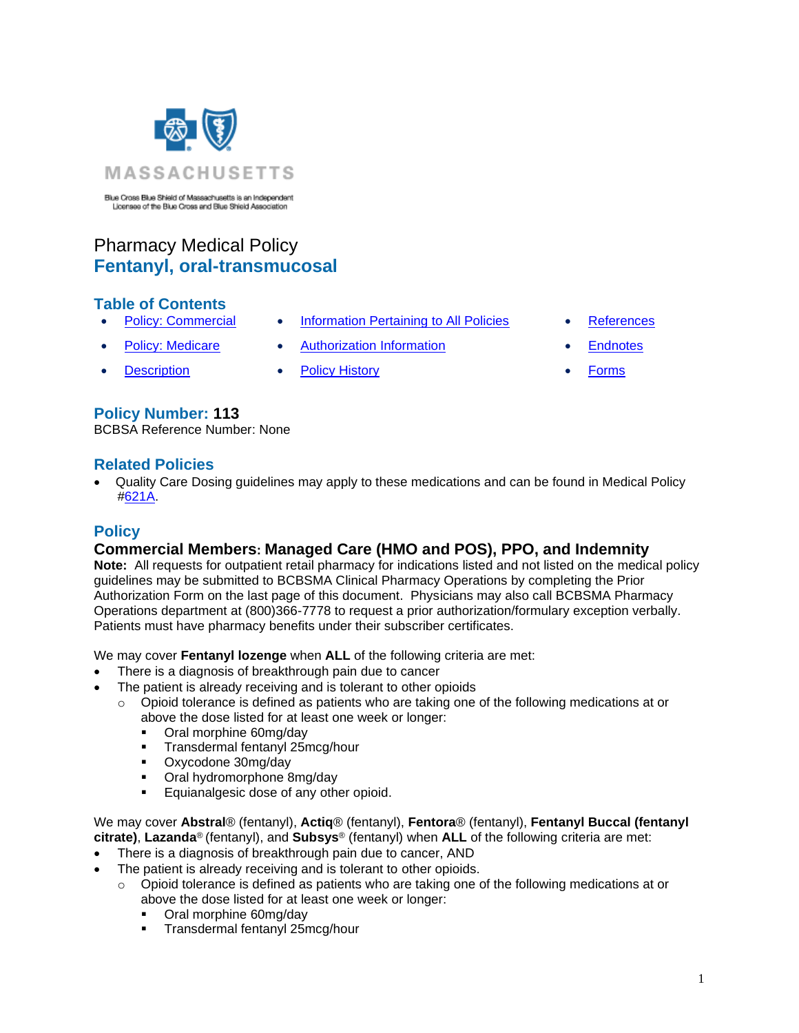MASSACHUSETTS

Blue Cross Blue Shield of Massachusetts is an Independent Licensee of the Blue Cross and Blue Shield Association

# Pharmacy Medical Policy
# Fentanyl, oral-transmucosal

## Table of Contents

- Policy: Commercial
- Policy: Medicare
- Description
- Information Pertaining to All Policies
- Authorization Information
- Policy History
- References
- Endnotes
- Forms

## Policy Number: 113

BCBSA Reference Number: None

## Related Policies

- Quality Care Dosing guidelines may apply to these medications and can be found in Medical Policy #621A.

## Policy

### Commercial Members: Managed Care (HMO and POS), PPO, and Indemnity

**Note:** All requests for outpatient retail pharmacy for indications listed and not listed on the medical policy guidelines may be submitted to BCBSMA Clinical Pharmacy Operations by completing the Prior Authorization Form on the last page of this document. Physicians may also call BCBSMA Pharmacy Operations department at (800)366-7778 to request a prior authorization/formulary exception verbally. Patients must have pharmacy benefits under their subscriber certificates.

We may cover **Fentanyl lozenge** when **ALL** of the following criteria are met:

- There is a diagnosis of breakthrough pain due to cancer
- The patient is already receiving and is tolerant to other opioids
  - Opioid tolerance is defined as patients who are taking one of the following medications at or above the dose listed for at least one week or longer:
    - Oral morphine 60mg/day
    - Transdermal fentanyl 25mcg/hour
    - Oxycodone 30mg/day
    - Oral hydromorphone 8mg/day
    - Equianalgesic dose of any other opioid.

We may cover **Abstral**® (fentanyl), **Actiq**® (fentanyl), **Fentora**® (fentanyl), **Fentanyl Buccal (fentanyl citrate)**, **Lazanda**® (fentanyl), and **Subsys**® (fentanyl) when **ALL** of the following criteria are met:

- There is a diagnosis of breakthrough pain due to cancer, AND
- The patient is already receiving and is tolerant to other opioids.
  - Opioid tolerance is defined as patients who are taking one of the following medications at or above the dose listed for at least one week or longer:
    - Oral morphine 60mg/day
    - Transdermal fentanyl 25mcg/hour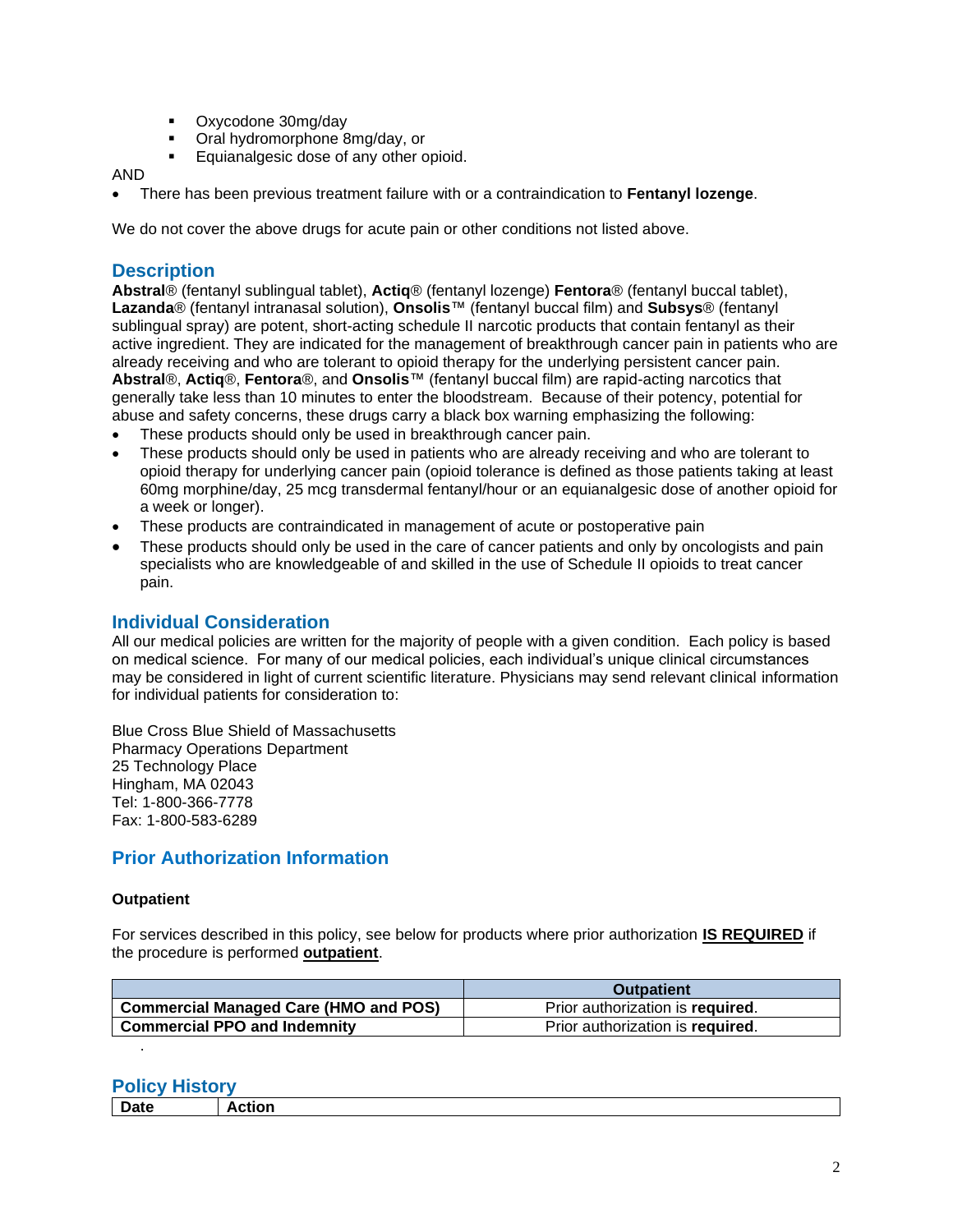- Oxycodone 30mg/day
    - Oral hydromorphone 8mg/day, or
    - Equianalgesic dose of any other opioid.

AND

- There has been previous treatment failure with or a contraindication to **Fentanyl lozenge**.

We do not cover the above drugs for acute pain or other conditions not listed above.

## Description

**Abstral**® (fentanyl sublingual tablet), **Actiq**® (fentanyl lozenge) **Fentora**® (fentanyl buccal tablet), **Lazanda**® (fentanyl intranasal solution), **Onsolis**™ (fentanyl buccal film) and **Subsys**® (fentanyl sublingual spray) are potent, short-acting schedule II narcotic products that contain fentanyl as their active ingredient. They are indicated for the management of breakthrough cancer pain in patients who are already receiving and who are tolerant to opioid therapy for the underlying persistent cancer pain. **Abstral**®, **Actiq**®, **Fentora**®, and **Onsolis**™ (fentanyl buccal film) are rapid-acting narcotics that generally take less than 10 minutes to enter the bloodstream. Because of their potency, potential for abuse and safety concerns, these drugs carry a black box warning emphasizing the following:

- These products should only be used in breakthrough cancer pain.
- These products should only be used in patients who are already receiving and who are tolerant to opioid therapy for underlying cancer pain (opioid tolerance is defined as those patients taking at least 60mg morphine/day, 25 mcg transdermal fentanyl/hour or an equianalgesic dose of another opioid for a week or longer).
- These products are contraindicated in management of acute or postoperative pain
- These products should only be used in the care of cancer patients and only by oncologists and pain specialists who are knowledgeable of and skilled in the use of Schedule II opioids to treat cancer pain.

## Individual Consideration

All our medical policies are written for the majority of people with a given condition. Each policy is based on medical science. For many of our medical policies, each individual's unique clinical circumstances may be considered in light of current scientific literature. Physicians may send relevant clinical information for individual patients for consideration to:

Blue Cross Blue Shield of Massachusetts
Pharmacy Operations Department
25 Technology Place
Hingham, MA 02043
Tel: 1-800-366-7778
Fax: 1-800-583-6289

## Prior Authorization Information

### Outpatient

For services described in this policy, see below for products where prior authorization **IS REQUIRED** if the procedure is performed **outpatient**.

| | Outpatient |
|---|---|
| **Commercial Managed Care (HMO and POS)** | Prior authorization is **required**. |
| **Commercial PPO and Indemnity** | Prior authorization is **required**. |

.

## Policy History

| Date | Action |
|---|---|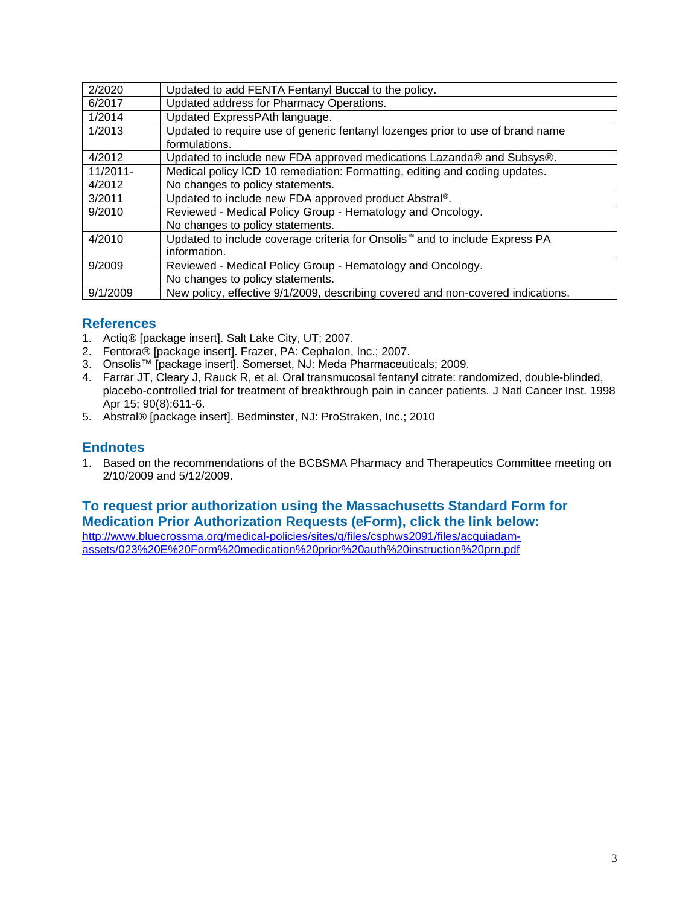| | |
|---|---|
| 2/2020 | Updated to add FENTA Fentanyl Buccal to the policy. |
| 6/2017 | Updated address for Pharmacy Operations. |
| 1/2014 | Updated ExpressPAth language. |
| 1/2013 | Updated to require use of generic fentanyl lozenges prior to use of brand name formulations. |
| 4/2012 | Updated to include new FDA approved medications Lazanda® and Subsys®. |
| 11/2011-4/2012 | Medical policy ICD 10 remediation: Formatting, editing and coding updates. No changes to policy statements. |
| 3/2011 | Updated to include new FDA approved product Abstral®. |
| 9/2010 | Reviewed - Medical Policy Group - Hematology and Oncology. No changes to policy statements. |
| 4/2010 | Updated to include coverage criteria for Onsolis™ and to include Express PA information. |
| 9/2009 | Reviewed - Medical Policy Group - Hematology and Oncology. No changes to policy statements. |
| 9/1/2009 | New policy, effective 9/1/2009, describing covered and non-covered indications. |

## References

1. Actiq® [package insert]. Salt Lake City, UT; 2007.
2. Fentora® [package insert]. Frazer, PA: Cephalon, Inc.; 2007.
3. Onsolis™ [package insert]. Somerset, NJ: Meda Pharmaceuticals; 2009.
4. Farrar JT, Cleary J, Rauck R, et al. Oral transmucosal fentanyl citrate: randomized, double-blinded, placebo-controlled trial for treatment of breakthrough pain in cancer patients. J Natl Cancer Inst. 1998 Apr 15; 90(8):611-6.
5. Abstral® [package insert]. Bedminster, NJ: ProStraken, Inc.; 2010

## Endnotes

1. Based on the recommendations of the BCBSMA Pharmacy and Therapeutics Committee meeting on 2/10/2009 and 5/12/2009.

## To request prior authorization using the Massachusetts Standard Form for Medication Prior Authorization Requests (eForm), click the link below:

http://www.bluecrossma.org/medical-policies/sites/g/files/csphws2091/files/acquiadam-assets/023%20E%20Form%20medication%20prior%20auth%20instruction%20prn.pdf